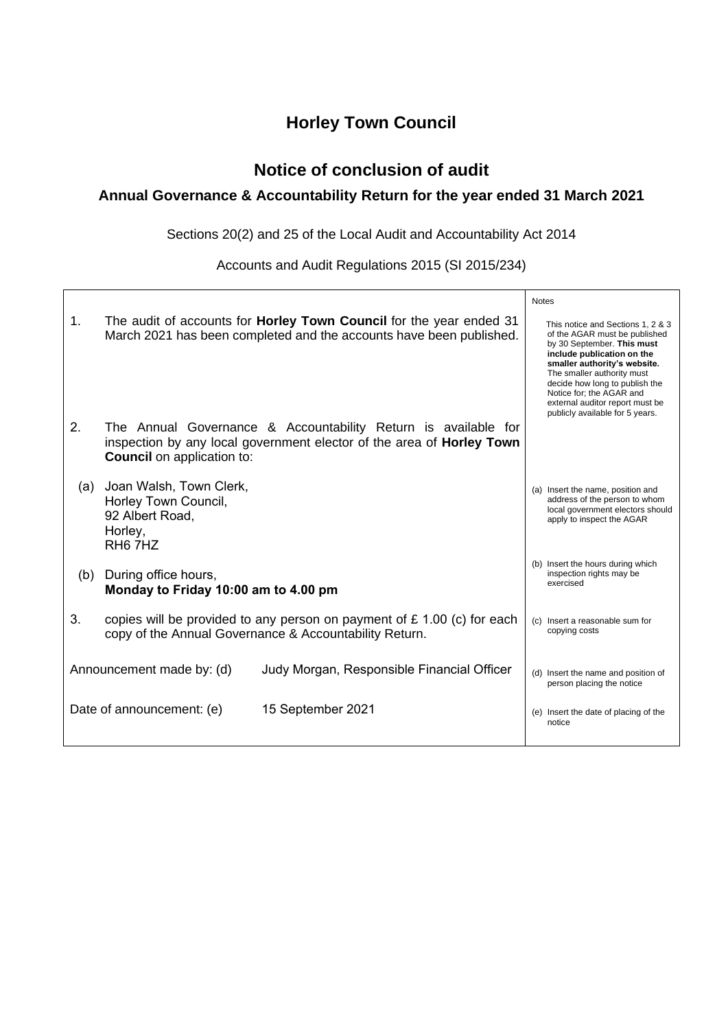# Horley Town Council

## Notice of conclusion of audit

### Annual Governance & Accountability Return for the year ended 31 March 2021

Sections 20(2) and 25 of the Local Audit and Accountability Act 2014

Accounts and Audit Regulations 2015 (SI 2015/234)

| | Notes |
|---|---|
| 1. The audit of accounts for **Horley Town Council** for the year ended 31 March 2021 has been completed and the accounts have been published. | This notice and Sections 1, 2 & 3 of the AGAR must be published by 30 September. **This must include publication on the smaller authority's website.** The smaller authority must decide how long to publish the Notice for; the AGAR and external auditor report must be publicly available for 5 years. |
| 2. The Annual Governance & Accountability Return is available for inspection by any local government elector of the area of **Horley Town Council** on application to: | |
| (a) Joan Walsh, Town Clerk,<br>Horley Town Council,<br>92 Albert Road,<br>Horley,<br>RH6 7HZ | (a) Insert the name, position and address of the person to whom local government electors should apply to inspect the AGAR |
| (b) During office hours,<br>**Monday to Friday 10:00 am to 4.00 pm** | (b) Insert the hours during which inspection rights may be exercised |
| 3. copies will be provided to any person on payment of £ 1.00 (c) for each copy of the Annual Governance & Accountability Return. | (c) Insert a reasonable sum for copying costs |
| Announcement made by: (d) Judy Morgan, Responsible Financial Officer | (d) Insert the name and position of person placing the notice |
| Date of announcement: (e) 15 September 2021 | (e) Insert the date of placing of the notice |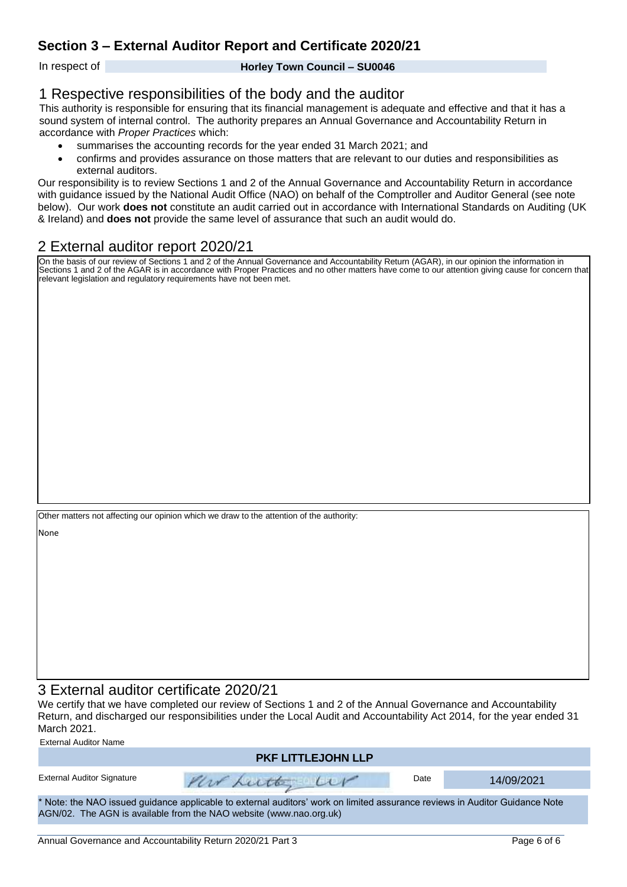## Section 3 – External Auditor Report and Certificate 2020/21

In respect of **Horley Town Council – SU0046**

## 1 Respective responsibilities of the body and the auditor

This authority is responsible for ensuring that its financial management is adequate and effective and that it has a sound system of internal control. The authority prepares an Annual Governance and Accountability Return in accordance with *Proper Practices* which:

- summarises the accounting records for the year ended 31 March 2021; and
- confirms and provides assurance on those matters that are relevant to our duties and responsibilities as external auditors.

Our responsibility is to review Sections 1 and 2 of the Annual Governance and Accountability Return in accordance with guidance issued by the National Audit Office (NAO) on behalf of the Comptroller and Auditor General (see note below). Our work **does not** constitute an audit carried out in accordance with International Standards on Auditing (UK & Ireland) and **does not** provide the same level of assurance that such an audit would do.

## 2 External auditor report 2020/21

On the basis of our review of Sections 1 and 2 of the Annual Governance and Accountability Return (AGAR), in our opinion the information in Sections 1 and 2 of the AGAR is in accordance with Proper Practices and no other matters have come to our attention giving cause for concern that relevant legislation and regulatory requirements have not been met.

Other matters not affecting our opinion which we draw to the attention of the authority:

None

## 3 External auditor certificate 2020/21

We certify that we have completed our review of Sections 1 and 2 of the Annual Governance and Accountability Return, and discharged our responsibilities under the Local Audit and Accountability Act 2014, for the year ended 31 March 2021.

| External Auditor Name | | | |
|---|---|---|---|
| **PKF LITTLEJOHN LLP** | | | |
| External Auditor Signature | PKF Littlejohn LLP | Date | 14/09/2021 |

\* Note: the NAO issued guidance applicable to external auditors' work on limited assurance reviews in Auditor Guidance Note AGN/02. The AGN is available from the NAO website (www.nao.org.uk)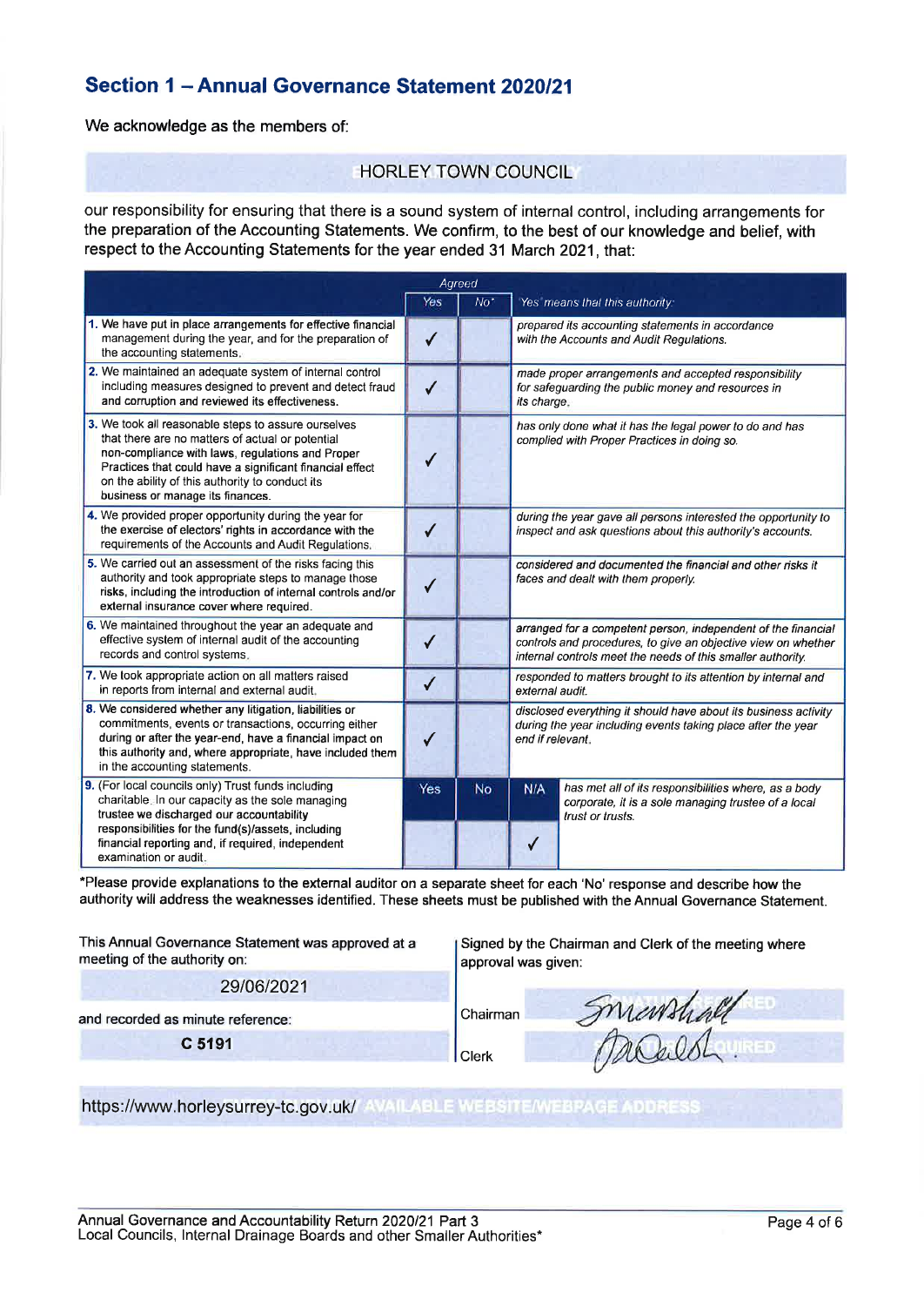## Section 1 – Annual Governance Statement 2020/21

We acknowledge as the members of:

HORLEY TOWN COUNCIL

our responsibility for ensuring that there is a sound system of internal control, including arrangements for the preparation of the Accounting Statements. We confirm, to the best of our knowledge and belief, with respect to the Accounting Statements for the year ended 31 March 2021, that:

| | Agreed | | |
|---|---|---|---|
| | Yes | No* | 'Yes' means that this authority: |
| 1. We have put in place arrangements for effective financial management during the year, and for the preparation of the accounting statements. | ✓ | | *prepared its accounting statements in accordance with the Accounts and Audit Regulations.* |
| 2. We maintained an adequate system of internal control including measures designed to prevent and detect fraud and corruption and reviewed its effectiveness. | ✓ | | *made proper arrangements and accepted responsibility for safeguarding the public money and resources in its charge.* |
| 3. We took all reasonable steps to assure ourselves that there are no matters of actual or potential non-compliance with laws, regulations and Proper Practices that could have a significant financial effect on the ability of this authority to conduct its business or manage its finances. | ✓ | | *has only done what it has the legal power to do and has complied with Proper Practices in doing so.* |
| 4. We provided proper opportunity during the year for the exercise of electors' rights in accordance with the requirements of the Accounts and Audit Regulations. | ✓ | | *during the year gave all persons interested the opportunity to inspect and ask questions about this authority's accounts.* |
| 5. We carried out an assessment of the risks facing this authority and took appropriate steps to manage those risks, including the introduction of internal controls and/or external insurance cover where required. | ✓ | | *considered and documented the financial and other risks it faces and dealt with them properly.* |
| 6. We maintained throughout the year an adequate and effective system of internal audit of the accounting records and control systems. | ✓ | | *arranged for a competent person, independent of the financial controls and procedures, to give an objective view on whether internal controls meet the needs of this smaller authority.* |
| 7. We took appropriate action on all matters raised in reports from internal and external audit. | ✓ | | *responded to matters brought to its attention by internal and external audit.* |
| 8. We considered whether any litigation, liabilities or commitments, events or transactions, occurring either during or after the year-end, have a financial impact on this authority and, where appropriate, have included them in the accounting statements. | ✓ | | *disclosed everything it should have about its business activity during the year including events taking place after the year end if relevant.* |

| | Yes | No | N/A | |
|---|---|---|---|---|
| 9. (For local councils only) Trust funds including charitable. In our capacity as the sole managing trustee we discharged our accountability responsibilities for the fund(s)/assets, including financial reporting and, if required, independent examination or audit. | | | ✓ | *has met all of its responsibilities where, as a body corporate, it is a sole managing trustee of a local trust or trusts.* |

*Please provide explanations to the external auditor on a separate sheet for each 'No' response and describe how the authority will address the weaknesses identified. These sheets must be published with the Annual Governance Statement.

This Annual Governance Statement was approved at a meeting of the authority on:

29/06/2021

and recorded as minute reference:

**C 5191**

Signed by the Chairman and Clerk of the meeting where approval was given:

Chairman: [signature]

Clerk: [signature]

https://www.horleysurrey-tc.gov.uk/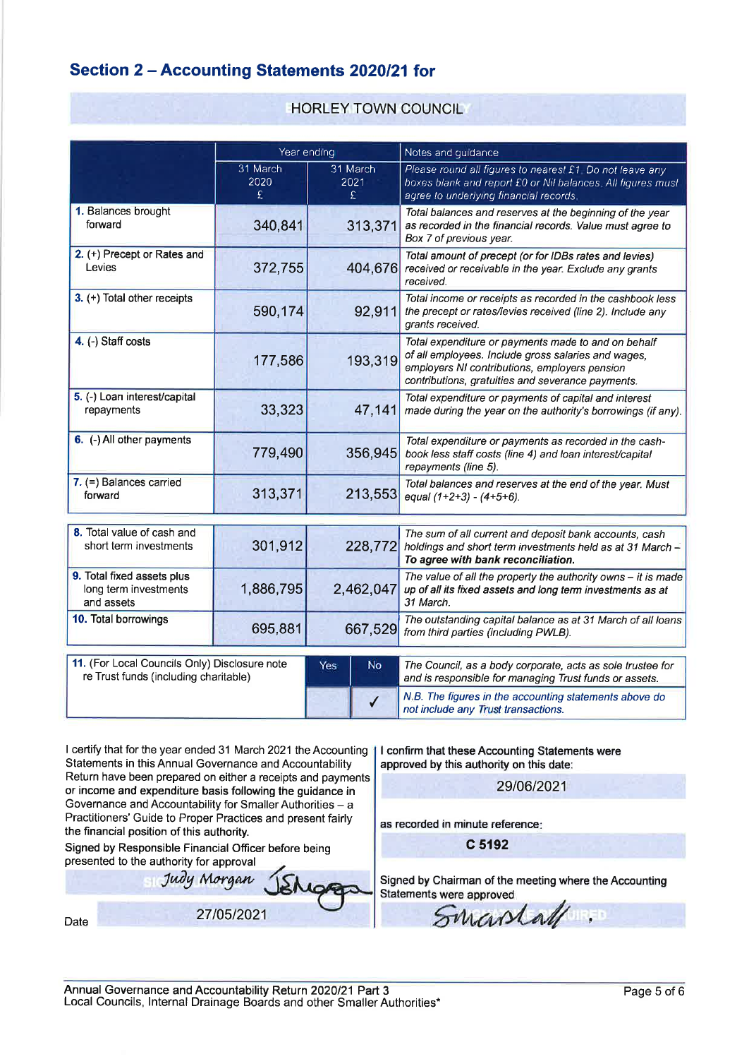## Section 2 – Accounting Statements 2020/21 for

HORLEY TOWN COUNCIL

| | Year ending | | Notes and guidance |
|---|---|---|---|
| | 31 March 2020 £ | 31 March 2021 £ | *Please round all figures to nearest £1. Do not leave any boxes blank and report £0 or Nil balances. All figures must agree to underlying financial records.* |
| **1.** Balances brought forward | 340,841 | 313,371 | *Total balances and reserves at the beginning of the year as recorded in the financial records. Value must agree to Box 7 of previous year.* |
| **2.** (+) Precept or Rates and Levies | 372,755 | 404,676 | *Total amount of precept (or for IDBs rates and levies) received or receivable in the year. Exclude any grants received.* |
| **3.** (+) Total other receipts | 590,174 | 92,911 | *Total income or receipts as recorded in the cashbook less the precept or rates/levies received (line 2). Include any grants received.* |
| **4.** (-) Staff costs | 177,586 | 193,319 | *Total expenditure or payments made to and on behalf of all employees. Include gross salaries and wages, employers NI contributions, employers pension contributions, gratuities and severance payments.* |
| **5.** (-) Loan interest/capital repayments | 33,323 | 47,141 | *Total expenditure or payments of capital and interest made during the year on the authority's borrowings (if any).* |
| **6.** (-) All other payments | 779,490 | 356,945 | *Total expenditure or payments as recorded in the cash-book less staff costs (line 4) and loan interest/capital repayments (line 5).* |
| **7.** (=) Balances carried forward | 313,371 | 213,553 | *Total balances and reserves at the end of the year. Must equal (1+2+3) - (4+5+6).* |
| **8.** Total value of cash and short term investments | 301,912 | 228,772 | *The sum of all current and deposit bank accounts, cash holdings and short term investments held as at 31 March –* ***To agree with bank reconciliation.*** |
| **9.** Total fixed assets plus long term investments and assets | 1,886,795 | 2,462,047 | *The value of all the property the authority owns – it is made up of all its fixed assets and long term investments as at 31 March.* |
| **10.** Total borrowings | 695,881 | 667,529 | *The outstanding capital balance as at 31 March of all loans from third parties (including PWLB).* |

| | Yes | No | |
|---|---|---|---|
| **11.** (For Local Councils Only) Disclosure note re Trust funds (including charitable) | | | *The Council, as a body corporate, acts as sole trustee for and is responsible for managing Trust funds or assets.* |
| | | ✓ | *N.B. The figures in the accounting statements above do not include any Trust transactions.* |

I certify that for the year ended 31 March 2021 the Accounting Statements in this Annual Governance and Accountability Return have been prepared on either a receipts and payments or income and expenditure basis following the guidance in Governance and Accountability for Smaller Authorities – a Practitioners' Guide to Proper Practices and present fairly the financial position of this authority.

Signed by Responsible Financial Officer before being presented to the authority for approval

Judy Morgan [signature]

Date 27/05/2021

I confirm that these Accounting Statements were approved by this authority on this date:

29/06/2021

as recorded in minute reference:

**C 5192**

Signed by Chairman of the meeting where the Accounting Statements were approved

[signature]

Annual Governance and Accountability Return 2020/21 Part 3
Local Councils, Internal Drainage Boards and other Smaller Authorities*